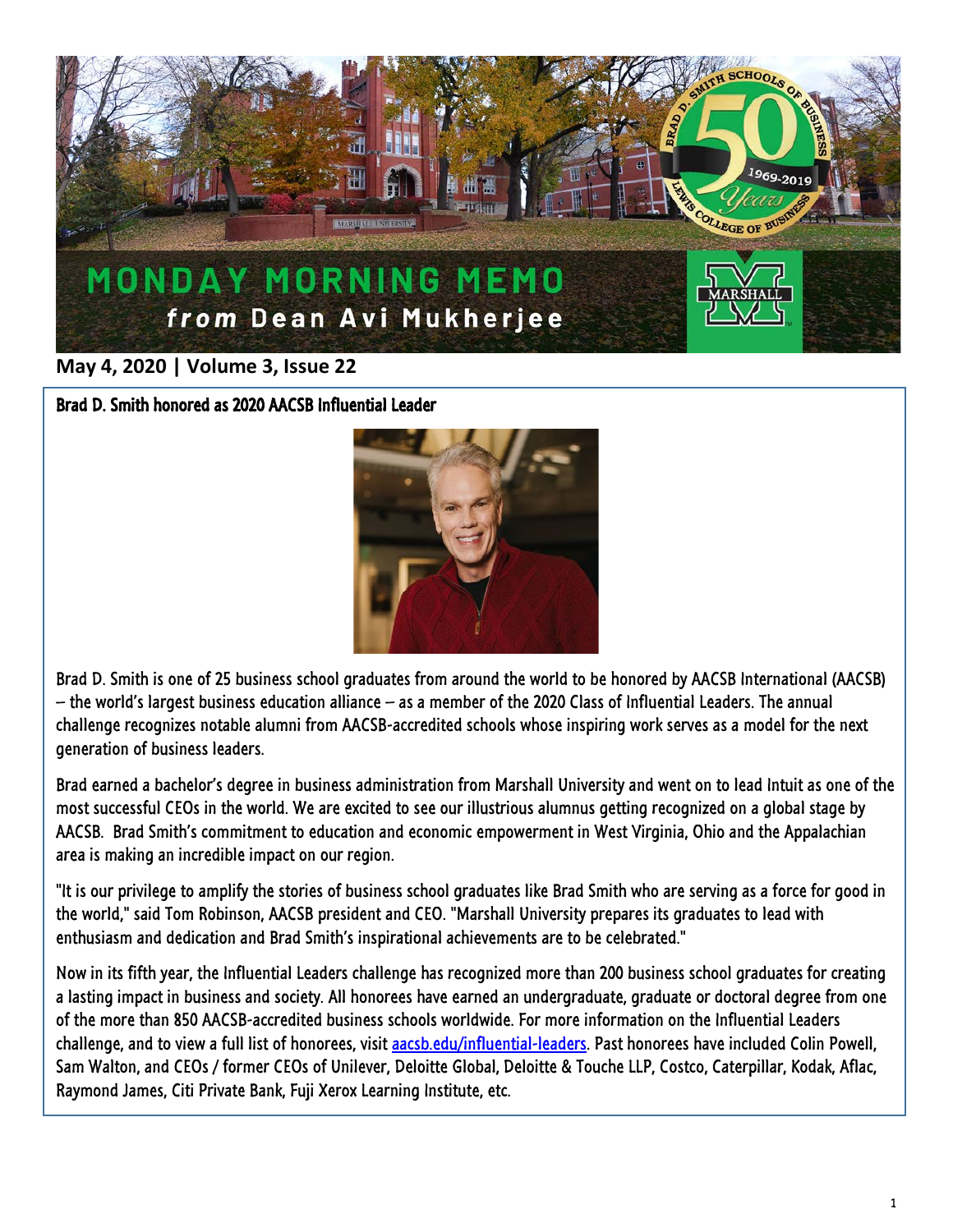# MONDAY MORNING MEMO

*from* **Dean Avi Mukherjee**

**May 4, 2020 | Volume 3, Issue 22**

## Brad D. Smith honored as 2020 AACSB Influential Leader

Brad D. Smith is one of 25 business school graduates from around the world to be honored by AACSB International (AACSB) – the world's largest business education alliance – as a member of the 2020 Class of Influential Leaders. The annual challenge recognizes notable alumni from AACSB-accredited schools whose inspiring work serves as a model for the next generation of business leaders.

Brad earned a bachelor's degree in business administration from Marshall University and went on to lead Intuit as one of the most successful CEOs in the world. We are excited to see our illustrious alumnus getting recognized on a global stage by AACSB. Brad Smith's commitment to education and economic empowerment in West Virginia, Ohio and the Appalachian area is making an incredible impact on our region.

"It is our privilege to amplify the stories of business school graduates like Brad Smith who are serving as a force for good in the world," said Tom Robinson, AACSB president and CEO. "Marshall University prepares its graduates to lead with enthusiasm and dedication and Brad Smith's inspirational achievements are to be celebrated."

Now in its fifth year, the Influential Leaders challenge has recognized more than 200 business school graduates for creating a lasting impact in business and society. All honorees have earned an undergraduate, graduate or doctoral degree from one of the more than 850 AACSB-accredited business schools worldwide. For more information on the Influential Leaders challenge, and to view a full list of honorees, visit [aacsb.edu/influential-leaders](aacsb.edu/influential-leaders). Past honorees have included Colin Powell, Sam Walton, and CEOs / former CEOs of Unilever, Deloitte Global, Deloitte & Touche LLP, Costco, Caterpillar, Kodak, Aflac, Raymond James, Citi Private Bank, Fuji Xerox Learning Institute, etc.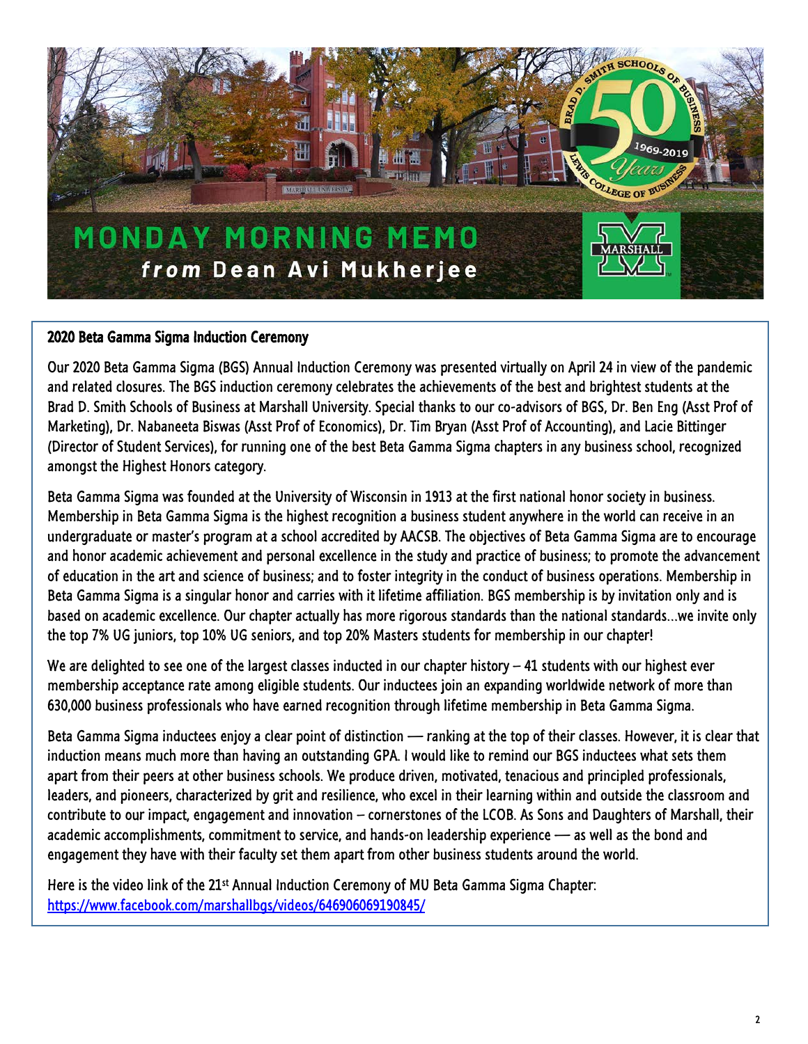# MONDAY MORNING MEMO

***from* Dean Avi Mukherjee**

## 2020 Beta Gamma Sigma Induction Ceremony

Our 2020 Beta Gamma Sigma (BGS) Annual Induction Ceremony was presented virtually on April 24 in view of the pandemic and related closures. The BGS induction ceremony celebrates the achievements of the best and brightest students at the Brad D. Smith Schools of Business at Marshall University. Special thanks to our co-advisors of BGS, Dr. Ben Eng (Asst Prof of Marketing), Dr. Nabaneeta Biswas (Asst Prof of Economics), Dr. Tim Bryan (Asst Prof of Accounting), and Lacie Bittinger (Director of Student Services), for running one of the best Beta Gamma Sigma chapters in any business school, recognized amongst the Highest Honors category.

Beta Gamma Sigma was founded at the University of Wisconsin in 1913 at the first national honor society in business. Membership in Beta Gamma Sigma is the highest recognition a business student anywhere in the world can receive in an undergraduate or master's program at a school accredited by AACSB. The objectives of Beta Gamma Sigma are to encourage and honor academic achievement and personal excellence in the study and practice of business; to promote the advancement of education in the art and science of business; and to foster integrity in the conduct of business operations. Membership in Beta Gamma Sigma is a singular honor and carries with it lifetime affiliation. BGS membership is by invitation only and is based on academic excellence. Our chapter actually has more rigorous standards than the national standards…we invite only the top 7% UG juniors, top 10% UG seniors, and top 20% Masters students for membership in our chapter!

We are delighted to see one of the largest classes inducted in our chapter history – 41 students with our highest ever membership acceptance rate among eligible students. Our inductees join an expanding worldwide network of more than 630,000 business professionals who have earned recognition through lifetime membership in Beta Gamma Sigma.

Beta Gamma Sigma inductees enjoy a clear point of distinction — ranking at the top of their classes. However, it is clear that induction means much more than having an outstanding GPA. I would like to remind our BGS inductees what sets them apart from their peers at other business schools. We produce driven, motivated, tenacious and principled professionals, leaders, and pioneers, characterized by grit and resilience, who excel in their learning within and outside the classroom and contribute to our impact, engagement and innovation – cornerstones of the LCOB. As Sons and Daughters of Marshall, their academic accomplishments, commitment to service, and hands-on leadership experience — as well as the bond and engagement they have with their faculty set them apart from other business students around the world.

Here is the video link of the 21st Annual Induction Ceremony of MU Beta Gamma Sigma Chapter:
https://www.facebook.com/marshallbgs/videos/646906069190845/